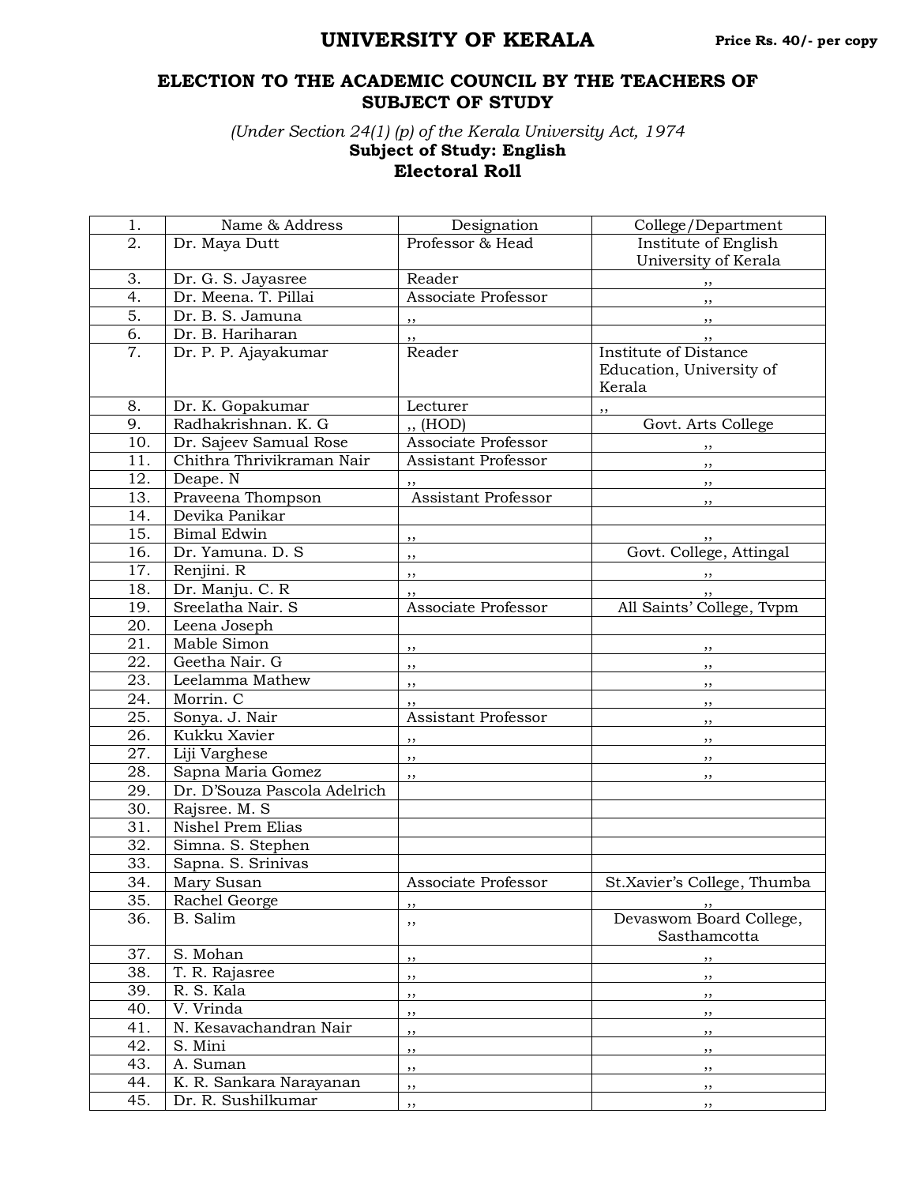# UNIVERSITY OF KERALA

**Price Rs. 40/- per copy**

## ELECTION TO THE ACADEMIC COUNCIL BY THE TEACHERS OF SUBJECT OF STUDY

*(Under Section 24(1) (p) of the Kerala University Act, 1974*

**Subject of Study: English**

**Electoral Roll**

| 1. | Name & Address | Designation | College/Department |
|---|---|---|---|
| 2. | Dr. Maya Dutt | Professor & Head | Institute of English University of Kerala |
| 3. | Dr. G. S. Jayasree | Reader | ,, |
| 4. | Dr. Meena. T. Pillai | Associate Professor | ,, |
| 5. | Dr. B. S. Jamuna | ,, | ,, |
| 6. | Dr. B. Hariharan | ,, | ,, |
| 7. | Dr. P. P. Ajayakumar | Reader | Institute of Distance Education, University of Kerala |
| 8. | Dr. K. Gopakumar | Lecturer | ,, |
| 9. | Radhakrishnan. K. G | ,, (HOD) | Govt. Arts College |
| 10. | Dr. Sajeev Samual Rose | Associate Professor | ,, |
| 11. | Chithra Thrivikraman Nair | Assistant Professor | ,, |
| 12. | Deape. N | ,, | ,, |
| 13. | Praveena Thompson | Assistant Professor | ,, |
| 14. | Devika Panikar | | |
| 15. | Bimal Edwin | ,, | ,, |
| 16. | Dr. Yamuna. D. S | ,, | Govt. College, Attingal |
| 17. | Renjini. R | ,, | ,, |
| 18. | Dr. Manju. C. R | ,, | ,, |
| 19. | Sreelatha Nair. S | Associate Professor | All Saints' College, Tvpm |
| 20. | Leena Joseph | | |
| 21. | Mable Simon | ,, | ,, |
| 22. | Geetha Nair. G | ,, | ,, |
| 23. | Leelamma Mathew | ,, | ,, |
| 24. | Morrin. C | ,, | ,, |
| 25. | Sonya. J. Nair | Assistant Professor | ,, |
| 26. | Kukku Xavier | ,, | ,, |
| 27. | Liji Varghese | ,, | ,, |
| 28. | Sapna Maria Gomez | ,, | ,, |
| 29. | Dr. D'Souza Pascola Adelrich | | |
| 30. | Rajsree. M. S | | |
| 31. | Nishel Prem Elias | | |
| 32. | Simna. S. Stephen | | |
| 33. | Sapna. S. Srinivas | | |
| 34. | Mary Susan | Associate Professor | St.Xavier's College, Thumba |
| 35. | Rachel George | ,, | ,, |
| 36. | B. Salim | ,, | Devaswom Board College, Sasthamcotta |
| 37. | S. Mohan | ,, | ,, |
| 38. | T. R. Rajasree | ,, | ,, |
| 39. | R. S. Kala | ,, | ,, |
| 40. | V. Vrinda | ,, | ,, |
| 41. | N. Kesavachandran Nair | ,, | ,, |
| 42. | S. Mini | ,, | ,, |
| 43. | A. Suman | ,, | ,, |
| 44. | K. R. Sankara Narayanan | ,, | ,, |
| 45. | Dr. R. Sushilkumar | ,, | ,, |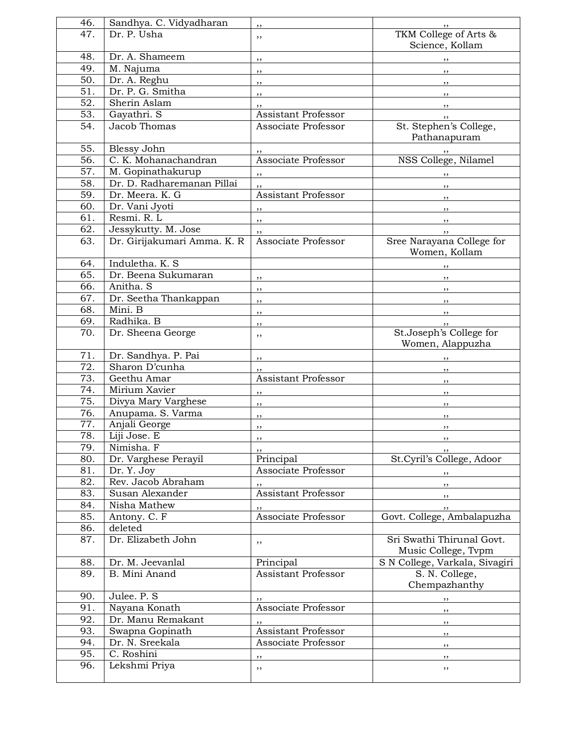| | | | |
|---|---|---|---|
| 46. | Sandhya. C. Vidyadharan | ,, | ,, |
| 47. | Dr. P. Usha | ,, | TKM College of Arts & Science, Kollam |
| 48. | Dr. A. Shameem | ,, | ,, |
| 49. | M. Najuma | ,, | ,, |
| 50. | Dr. A. Reghu | ,, | ,, |
| 51. | Dr. P. G. Smitha | ,, | ,, |
| 52. | Sherin Aslam | ,, | ,, |
| 53. | Gayathri. S | Assistant Professor | ,, |
| 54. | Jacob Thomas | Associate Professor | St. Stephen's College, Pathanapuram |
| 55. | Blessy John | ,, | ,, |
| 56. | C. K. Mohanachandran | Associate Professor | NSS College, Nilamel |
| 57. | M. Gopinathakurup | ,, | ,, |
| 58. | Dr. D. Radharemanan Pillai | ,, | ,, |
| 59. | Dr. Meera. K. G | Assistant Professor | ,, |
| 60. | Dr. Vani Jyoti | ,, | ,, |
| 61. | Resmi. R. L | ,, | ,, |
| 62. | Jessykutty. M. Jose | ,, | ,, |
| 63. | Dr. Girijakumari Amma. K. R | Associate Professor | Sree Narayana College for Women, Kollam |
| 64. | Induletha. K. S | | ,, |
| 65. | Dr. Beena Sukumaran | ,, | ,, |
| 66. | Anitha. S | ,, | ,, |
| 67. | Dr. Seetha Thankappan | ,, | ,, |
| 68. | Mini. B | ,, | ,, |
| 69. | Radhika. B | ,, | ,, |
| 70. | Dr. Sheena George | ,, | St.Joseph's College for Women, Alappuzha |
| 71. | Dr. Sandhya. P. Pai | ,, | ,, |
| 72. | Sharon D'cunha | ,, | ,, |
| 73. | Geethu Amar | Assistant Professor | ,, |
| 74. | Mirium Xavier | ,, | ,, |
| 75. | Divya Mary Varghese | ,, | ,, |
| 76. | Anupama. S. Varma | ,, | ,, |
| 77. | Anjali George | ,, | ,, |
| 78. | Liji Jose. E | ,, | ,, |
| 79. | Nimisha. F | ,, | ,, |
| 80. | Dr. Varghese Perayil | Principal | St.Cyril's College, Adoor |
| 81. | Dr. Y. Joy | Associate Professor | ,, |
| 82. | Rev. Jacob Abraham | ,, | ,, |
| 83. | Susan Alexander | Assistant Professor | ,, |
| 84. | Nisha Mathew | ,, | ,, |
| 85. | Antony. C. F | Associate Professor | Govt. College, Ambalapuzha |
| 86. | deleted | | |
| 87. | Dr. Elizabeth John | ,, | Sri Swathi Thirunal Govt. Music College, Tvpm |
| 88. | Dr. M. Jeevanlal | Principal | S N College, Varkala, Sivagiri |
| 89. | B. Mini Anand | Assistant Professor | S. N. College, Chempazhanthy |
| 90. | Julee. P. S | ,, | ,, |
| 91. | Nayana Konath | Associate Professor | ,, |
| 92. | Dr. Manu Remakant | ,, | ,, |
| 93. | Swapna Gopinath | Assistant Professor | ,, |
| 94. | Dr. N. Sreekala | Associate Professor | ,, |
| 95. | C. Roshini | ,, | ,, |
| 96. | Lekshmi Priya | ,, | ,, |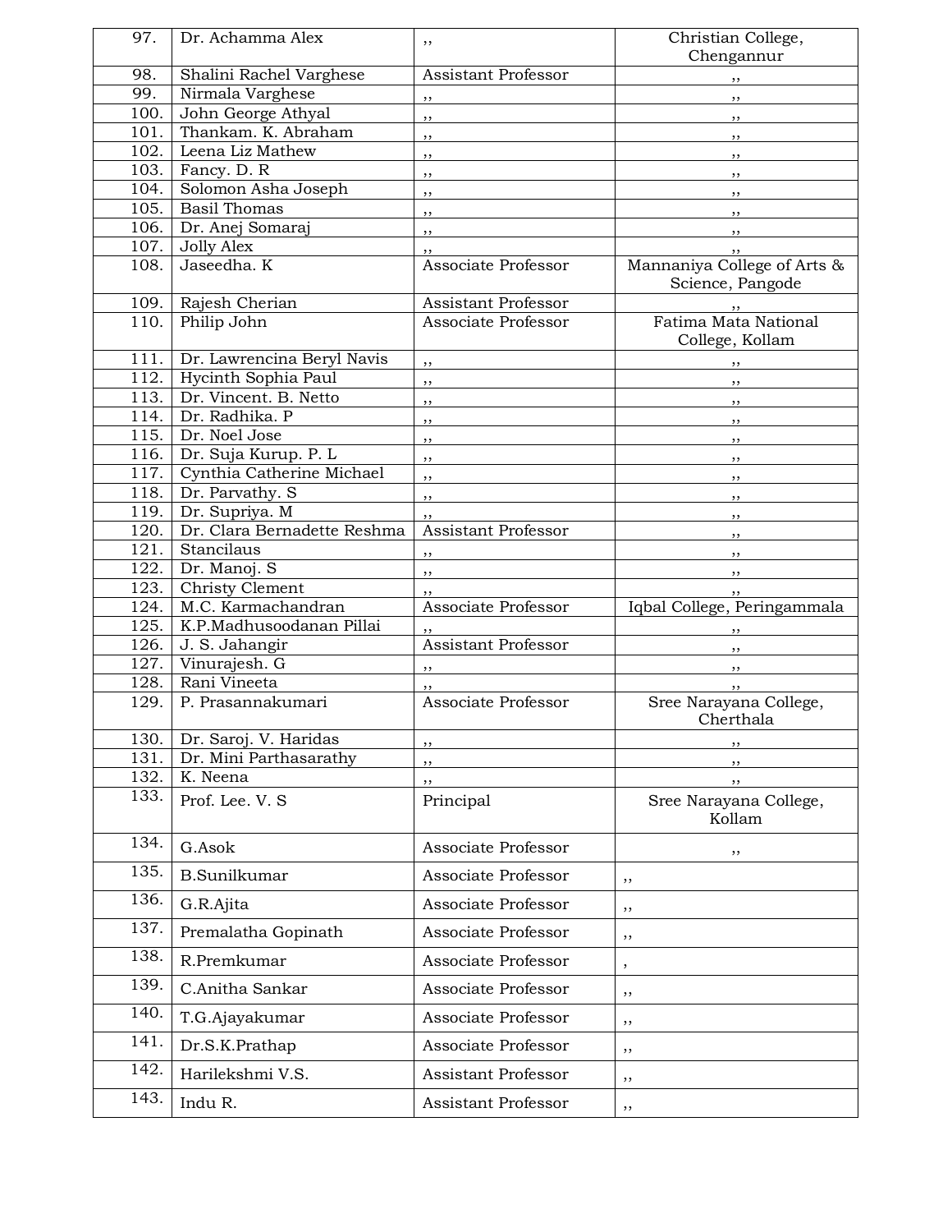| | | | |
|---|---|---|---|
| 97. | Dr. Achamma Alex | ,, | Christian College, Chengannur |
| 98. | Shalini Rachel Varghese | Assistant Professor | ,, |
| 99. | Nirmala Varghese | ,, | ,, |
| 100. | John George Athyal | ,, | ,, |
| 101. | Thankam. K. Abraham | ,, | ,, |
| 102. | Leena Liz Mathew | ,, | ,, |
| 103. | Fancy. D. R | ,, | ,, |
| 104. | Solomon Asha Joseph | ,, | ,, |
| 105. | Basil Thomas | ,, | ,, |
| 106. | Dr. Anej Somaraj | ,, | ,, |
| 107. | Jolly Alex | ,, | ,, |
| 108. | Jaseedha. K | Associate Professor | Mannaniya College of Arts & Science, Pangode |
| 109. | Rajesh Cherian | Assistant Professor | ,, |
| 110. | Philip John | Associate Professor | Fatima Mata National College, Kollam |
| 111. | Dr. Lawrencina Beryl Navis | ,, | ,, |
| 112. | Hycinth Sophia Paul | ,, | ,, |
| 113. | Dr. Vincent. B. Netto | ,, | ,, |
| 114. | Dr. Radhika. P | ,, | ,, |
| 115. | Dr. Noel Jose | ,, | ,, |
| 116. | Dr. Suja Kurup. P. L | ,, | ,, |
| 117. | Cynthia Catherine Michael | ,, | ,, |
| 118. | Dr. Parvathy. S | ,, | ,, |
| 119. | Dr. Supriya. M | ,, | ,, |
| 120. | Dr. Clara Bernadette Reshma | Assistant Professor | ,, |
| 121. | Stancilaus | ,, | ,, |
| 122. | Dr. Manoj. S | ,, | ,, |
| 123. | Christy Clement | ,, | ,, |
| 124. | M.C. Karmachandran | Associate Professor | Iqbal College, Peringammala |
| 125. | K.P.Madhusoodanan Pillai | ,, | ,, |
| 126. | J. S. Jahangir | Assistant Professor | ,, |
| 127. | Vinurajesh. G | ,, | ,, |
| 128. | Rani Vineeta | ,, | ,, |
| 129. | P. Prasannakumari | Associate Professor | Sree Narayana College, Cherthala |
| 130. | Dr. Saroj. V. Haridas | ,, | ,, |
| 131. | Dr. Mini Parthasarathy | ,, | ,, |
| 132. | K. Neena | ,, | ,, |
| 133. | Prof. Lee. V. S | Principal | Sree Narayana College, Kollam |
| 134. | G.Asok | Associate Professor | ,, |
| 135. | B.Sunilkumar | Associate Professor | ,, |
| 136. | G.R.Ajita | Associate Professor | ,, |
| 137. | Premalatha Gopinath | Associate Professor | ,, |
| 138. | R.Premkumar | Associate Professor | , |
| 139. | C.Anitha Sankar | Associate Professor | ,, |
| 140. | T.G.Ajayakumar | Associate Professor | ,, |
| 141. | Dr.S.K.Prathap | Associate Professor | ,, |
| 142. | Harilekshmi V.S. | Assistant Professor | ,, |
| 143. | Indu R. | Assistant Professor | ,, |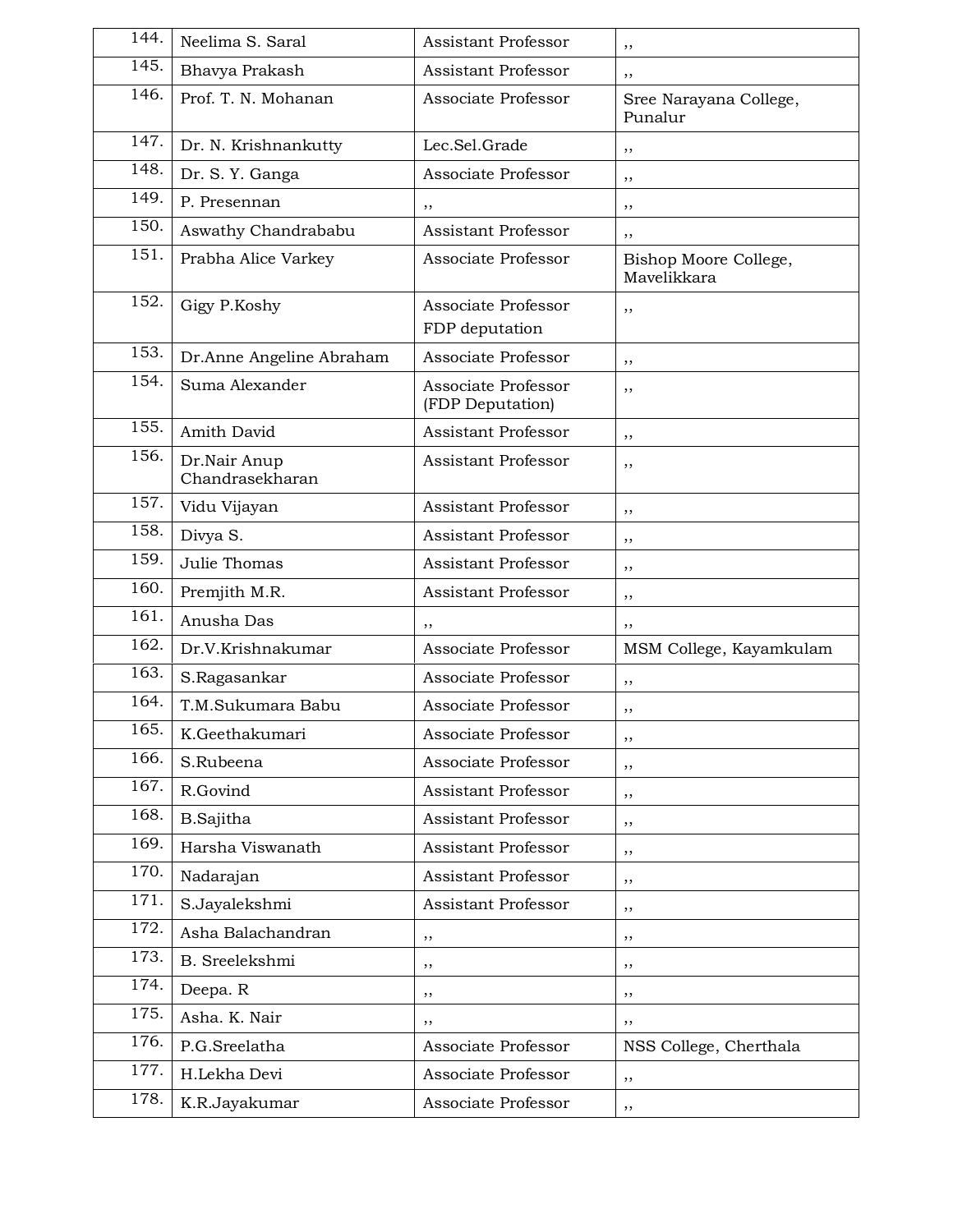| | | | |
|---|---|---|---|
| 144. | Neelima S. Saral | Assistant Professor | ,, |
| 145. | Bhavya Prakash | Assistant Professor | ,, |
| 146. | Prof. T. N. Mohanan | Associate Professor | Sree Narayana College, Punalur |
| 147. | Dr. N. Krishnankutty | Lec.Sel.Grade | ,, |
| 148. | Dr. S. Y. Ganga | Associate Professor | ,, |
| 149. | P. Presennan | ,, | ,, |
| 150. | Aswathy Chandrababu | Assistant Professor | ,, |
| 151. | Prabha Alice Varkey | Associate Professor | Bishop Moore College, Mavelikkara |
| 152. | Gigy P.Koshy | Associate Professor FDP deputation | ,, |
| 153. | Dr.Anne Angeline Abraham | Associate Professor | ,, |
| 154. | Suma Alexander | Associate Professor (FDP Deputation) | ,, |
| 155. | Amith David | Assistant Professor | ,, |
| 156. | Dr.Nair Anup Chandrasekharan | Assistant Professor | ,, |
| 157. | Vidu Vijayan | Assistant Professor | ,, |
| 158. | Divya S. | Assistant Professor | ,, |
| 159. | Julie Thomas | Assistant Professor | ,, |
| 160. | Premjith M.R. | Assistant Professor | ,, |
| 161. | Anusha Das | ,, | ,, |
| 162. | Dr.V.Krishnakumar | Associate Professor | MSM College, Kayamkulam |
| 163. | S.Ragasankar | Associate Professor | ,, |
| 164. | T.M.Sukumara Babu | Associate Professor | ,, |
| 165. | K.Geethakumari | Associate Professor | ,, |
| 166. | S.Rubeena | Associate Professor | ,, |
| 167. | R.Govind | Assistant Professor | ,, |
| 168. | B.Sajitha | Assistant Professor | ,, |
| 169. | Harsha Viswanath | Assistant Professor | ,, |
| 170. | Nadarajan | Assistant Professor | ,, |
| 171. | S.Jayalekshmi | Assistant Professor | ,, |
| 172. | Asha Balachandran | ,, | ,, |
| 173. | B. Sreelekshmi | ,, | ,, |
| 174. | Deepa. R | ,, | ,, |
| 175. | Asha. K. Nair | ,, | ,, |
| 176. | P.G.Sreelatha | Associate Professor | NSS College, Cherthala |
| 177. | H.Lekha Devi | Associate Professor | ,, |
| 178. | K.R.Jayakumar | Associate Professor | ,, |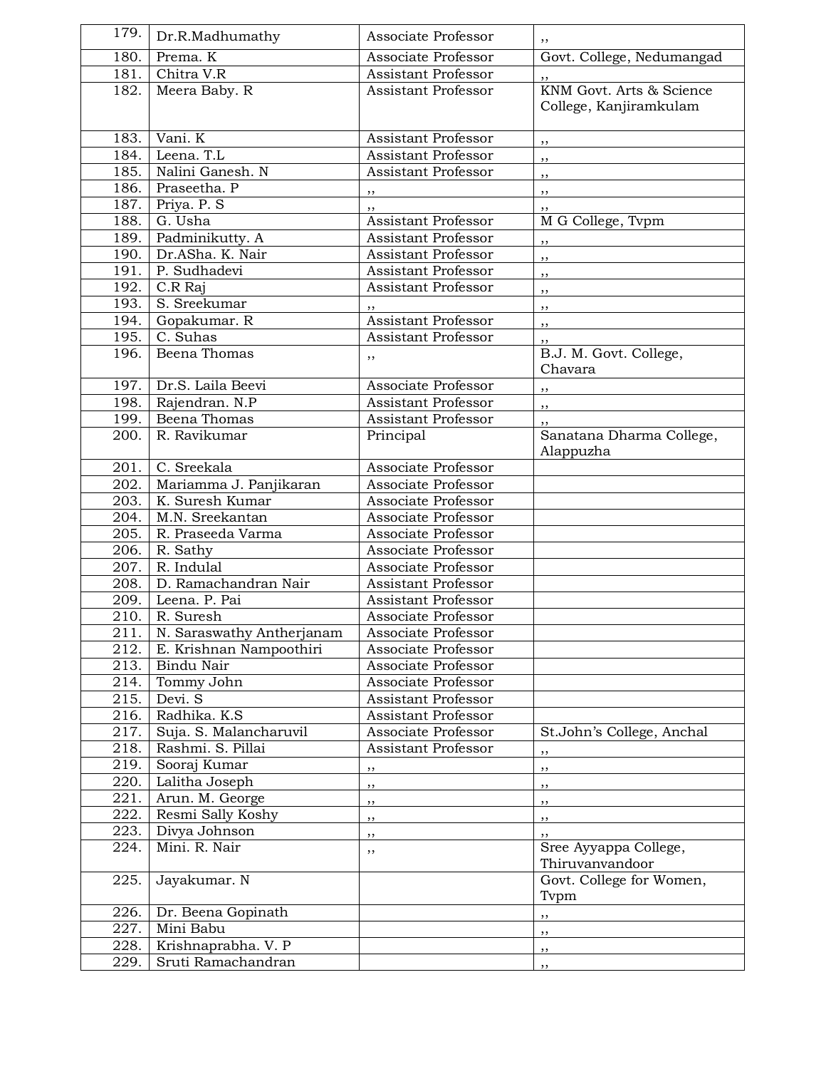| 179. | Dr.R.Madhumathy | Associate Professor | ,, |
|---|---|---|---|
| 180. | Prema. K | Associate Professor | Govt. College, Nedumangad |
| 181. | Chitra V.R | Assistant Professor | ,, |
| 182. | Meera Baby. R | Assistant Professor | KNM Govt. Arts & Science College, Kanjiramkulam |
| 183. | Vani. K | Assistant Professor | ,, |
| 184. | Leena. T.L | Assistant Professor | ,, |
| 185. | Nalini Ganesh. N | Assistant Professor | ,, |
| 186. | Praseetha. P | ,, | ,, |
| 187. | Priya. P. S | ,, | ,, |
| 188. | G. Usha | Assistant Professor | M G College, Tvpm |
| 189. | Padminikutty. A | Assistant Professor | ,, |
| 190. | Dr.ASha. K. Nair | Assistant Professor | ,, |
| 191. | P. Sudhadevi | Assistant Professor | ,, |
| 192. | C.R Raj | Assistant Professor | ,, |
| 193. | S. Sreekumar | ,, | ,, |
| 194. | Gopakumar. R | Assistant Professor | ,, |
| 195. | C. Suhas | Assistant Professor | ,, |
| 196. | Beena Thomas | ,, | B.J. M. Govt. College, Chavara |
| 197. | Dr.S. Laila Beevi | Associate Professor | ,, |
| 198. | Rajendran. N.P | Assistant Professor | ,, |
| 199. | Beena Thomas | Assistant Professor | ,, |
| 200. | R. Ravikumar | Principal | Sanatana Dharma College, Alappuzha |
| 201. | C. Sreekala | Associate Professor | |
| 202. | Mariamma J. Panjikaran | Associate Professor | |
| 203. | K. Suresh Kumar | Associate Professor | |
| 204. | M.N. Sreekantan | Associate Professor | |
| 205. | R. Praseeda Varma | Associate Professor | |
| 206. | R. Sathy | Associate Professor | |
| 207. | R. Indulal | Associate Professor | |
| 208. | D. Ramachandran Nair | Assistant Professor | |
| 209. | Leena. P. Pai | Assistant Professor | |
| 210. | R. Suresh | Associate Professor | |
| 211. | N. Saraswathy Antherjanam | Associate Professor | |
| 212. | E. Krishnan Nampoothiri | Associate Professor | |
| 213. | Bindu Nair | Associate Professor | |
| 214. | Tommy John | Associate Professor | |
| 215. | Devi. S | Assistant Professor | |
| 216. | Radhika. K.S | Assistant Professor | |
| 217. | Suja. S. Malancharuvil | Associate Professor | St.John's College, Anchal |
| 218. | Rashmi. S. Pillai | Assistant Professor | ,, |
| 219. | Sooraj Kumar | ,, | ,, |
| 220. | Lalitha Joseph | ,, | ,, |
| 221. | Arun. M. George | ,, | ,, |
| 222. | Resmi Sally Koshy | ,, | ,, |
| 223. | Divya Johnson | ,, | ,, |
| 224. | Mini. R. Nair | ,, | Sree Ayyappa College, Thiruvanvandoor |
| 225. | Jayakumar. N | | Govt. College for Women, Tvpm |
| 226. | Dr. Beena Gopinath | | ,, |
| 227. | Mini Babu | | ,, |
| 228. | Krishnaprabha. V. P | | ,, |
| 229. | Sruti Ramachandran | | ,, |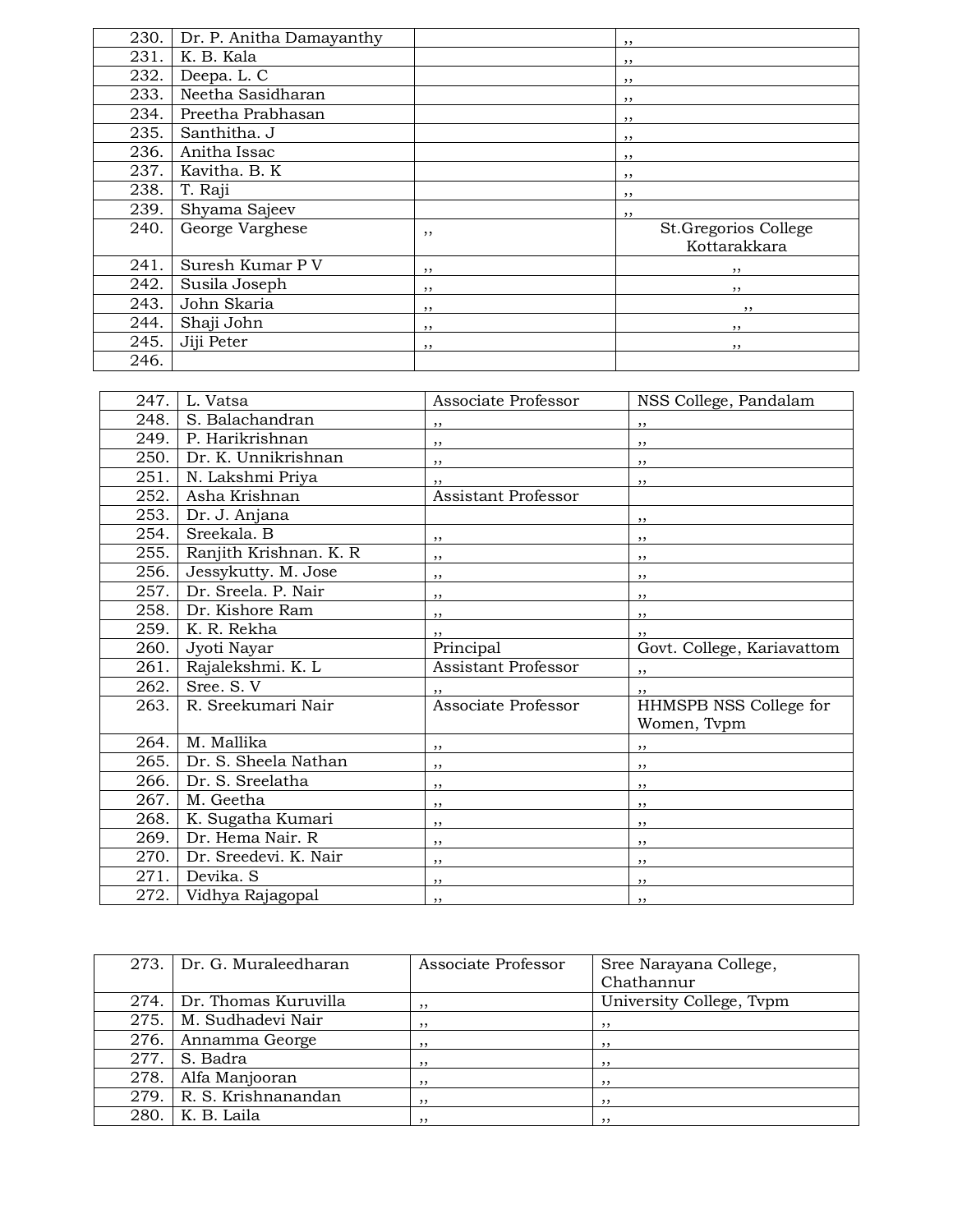| | | | |
|---|---|---|---|
| 230. | Dr. P. Anitha Damayanthy | | ,, |
| 231. | K. B. Kala | | ,, |
| 232. | Deepa. L. C | | ,, |
| 233. | Neetha Sasidharan | | ,, |
| 234. | Preetha Prabhasan | | ,, |
| 235. | Santhitha. J | | ,, |
| 236. | Anitha Issac | | ,, |
| 237. | Kavitha. B. K | | ,, |
| 238. | T. Raji | | ,, |
| 239. | Shyama Sajeev | | ,, |
| 240. | George Varghese | ,, | St.Gregorios College Kottarakkara |
| 241. | Suresh Kumar P V | ,, | ,, |
| 242. | Susila Joseph | ,, | ,, |
| 243. | John Skaria | ,, | ,, |
| 244. | Shaji John | ,, | ,, |
| 245. | Jiji Peter | ,, | ,, |
| 246. | | | |

| | | | |
|---|---|---|---|
| 247. | L. Vatsa | Associate Professor | NSS College, Pandalam |
| 248. | S. Balachandran | ,, | ,, |
| 249. | P. Harikrishnan | ,, | ,, |
| 250. | Dr. K. Unnikrishnan | ,, | ,, |
| 251. | N. Lakshmi Priya | ,, | ,, |
| 252. | Asha Krishnan | Assistant Professor | |
| 253. | Dr. J. Anjana | | ,, |
| 254. | Sreekala. B | ,, | ,, |
| 255. | Ranjith Krishnan. K. R | ,, | ,, |
| 256. | Jessykutty. M. Jose | ,, | ,, |
| 257. | Dr. Sreela. P. Nair | ,, | ,, |
| 258. | Dr. Kishore Ram | ,, | ,, |
| 259. | K. R. Rekha | ,, | ,, |
| 260. | Jyoti Nayar | Principal | Govt. College, Kariavattom |
| 261. | Rajalekshmi. K. L | Assistant Professor | ,, |
| 262. | Sree. S. V | ,, | ,, |
| 263. | R. Sreekumari Nair | Associate Professor | HHMSPB NSS College for Women, Tvpm |
| 264. | M. Mallika | ,, | ,, |
| 265. | Dr. S. Sheela Nathan | ,, | ,, |
| 266. | Dr. S. Sreelatha | ,, | ,, |
| 267. | M. Geetha | ,, | ,, |
| 268. | K. Sugatha Kumari | ,, | ,, |
| 269. | Dr. Hema Nair. R | ,, | ,, |
| 270. | Dr. Sreedevi. K. Nair | ,, | ,, |
| 271. | Devika. S | ,, | ,, |
| 272. | Vidhya Rajagopal | ,, | ,, |

| | | | |
|---|---|---|---|
| 273. | Dr. G. Muraleedharan | Associate Professor | Sree Narayana College, Chathannur |
| 274. | Dr. Thomas Kuruvilla | ,, | University College, Tvpm |
| 275. | M. Sudhadevi Nair | ,, | ,, |
| 276. | Annamma George | ,, | ,, |
| 277. | S. Badra | ,, | ,, |
| 278. | Alfa Manjooran | ,, | ,, |
| 279. | R. S. Krishnanandan | ,, | ,, |
| 280. | K. B. Laila | ,, | ,, |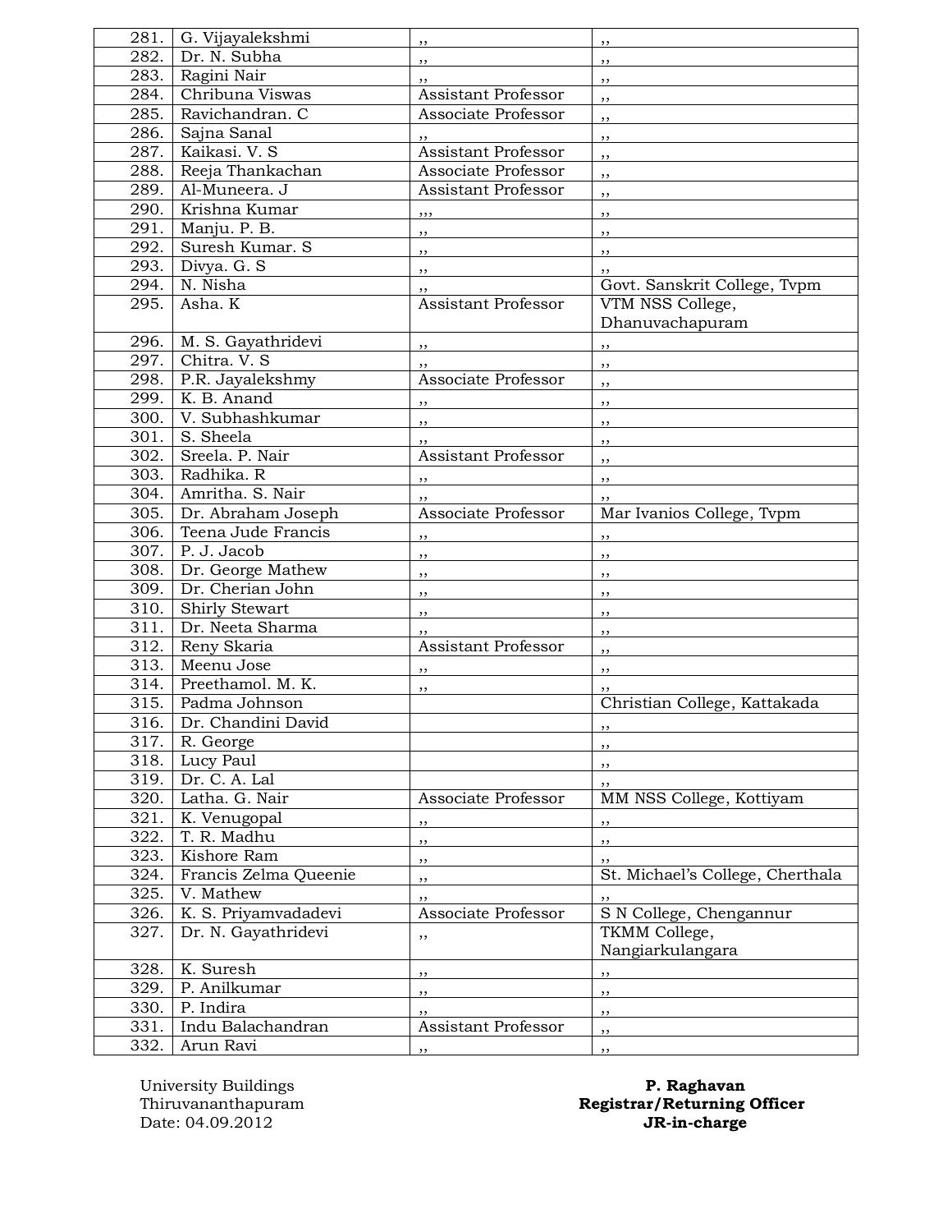| | | | |
|---|---|---|---|
| 281. | G. Vijayalekshmi | ,, | ,, |
| 282. | Dr. N. Subha | ,, | ,, |
| 283. | Ragini Nair | ,, | ,, |
| 284. | Chribuna Viswas | Assistant Professor | ,, |
| 285. | Ravichandran. C | Associate Professor | ,, |
| 286. | Sajna Sanal | ,, | ,, |
| 287. | Kaikasi. V. S | Assistant Professor | ,, |
| 288. | Reeja Thankachan | Associate Professor | ,, |
| 289. | Al-Muneera. J | Assistant Professor | ,, |
| 290. | Krishna Kumar | ,,, | ,, |
| 291. | Manju. P. B. | ,, | ,, |
| 292. | Suresh Kumar. S | ,, | ,, |
| 293. | Divya. G. S | ,, | ,, |
| 294. | N. Nisha | ,, | Govt. Sanskrit College, Tvpm |
| 295. | Asha. K | Assistant Professor | VTM NSS College, Dhanuvachapuram |
| 296. | M. S. Gayathridevi | ,, | ,, |
| 297. | Chitra. V. S | ,, | ,, |
| 298. | P.R. Jayalekshmy | Associate Professor | ,, |
| 299. | K. B. Anand | ,, | ,, |
| 300. | V. Subhashkumar | ,, | ,, |
| 301. | S. Sheela | ,, | ,, |
| 302. | Sreela. P. Nair | Assistant Professor | ,, |
| 303. | Radhika. R | ,, | ,, |
| 304. | Amritha. S. Nair | ,, | ,, |
| 305. | Dr. Abraham Joseph | Associate Professor | Mar Ivanios College, Tvpm |
| 306. | Teena Jude Francis | ,, | ,, |
| 307. | P. J. Jacob | ,, | ,, |
| 308. | Dr. George Mathew | ,, | ,, |
| 309. | Dr. Cherian John | ,, | ,, |
| 310. | Shirly Stewart | ,, | ,, |
| 311. | Dr. Neeta Sharma | ,, | ,, |
| 312. | Reny Skaria | Assistant Professor | ,, |
| 313. | Meenu Jose | ,, | ,, |
| 314. | Preethamol. M. K. | ,, | ,, |
| 315. | Padma Johnson | | Christian College, Kattakada |
| 316. | Dr. Chandini David | | ,, |
| 317. | R. George | | ,, |
| 318. | Lucy Paul | | ,, |
| 319. | Dr. C. A. Lal | | ,, |
| 320. | Latha. G. Nair | Associate Professor | MM NSS College, Kottiyam |
| 321. | K. Venugopal | ,, | ,, |
| 322. | T. R. Madhu | ,, | ,, |
| 323. | Kishore Ram | ,, | ,, |
| 324. | Francis Zelma Queenie | ,, | St. Michael's College, Cherthala |
| 325. | V. Mathew | ,, | ,, |
| 326. | K. S. Priyamvadadevi | Associate Professor | S N College, Chengannur |
| 327. | Dr. N. Gayathridevi | ,, | TKMM College, Nangiarkulangara |
| 328. | K. Suresh | ,, | ,, |
| 329. | P. Anilkumar | ,, | ,, |
| 330. | P. Indira | ,, | ,, |
| 331. | Indu Balachandran | Assistant Professor | ,, |
| 332. | Arun Ravi | ,, | ,, |

University Buildings
Thiruvananthapuram
Date: 04.09.2012

**P. Raghavan**
**Registrar/Returning Officer**
**JR-in-charge**